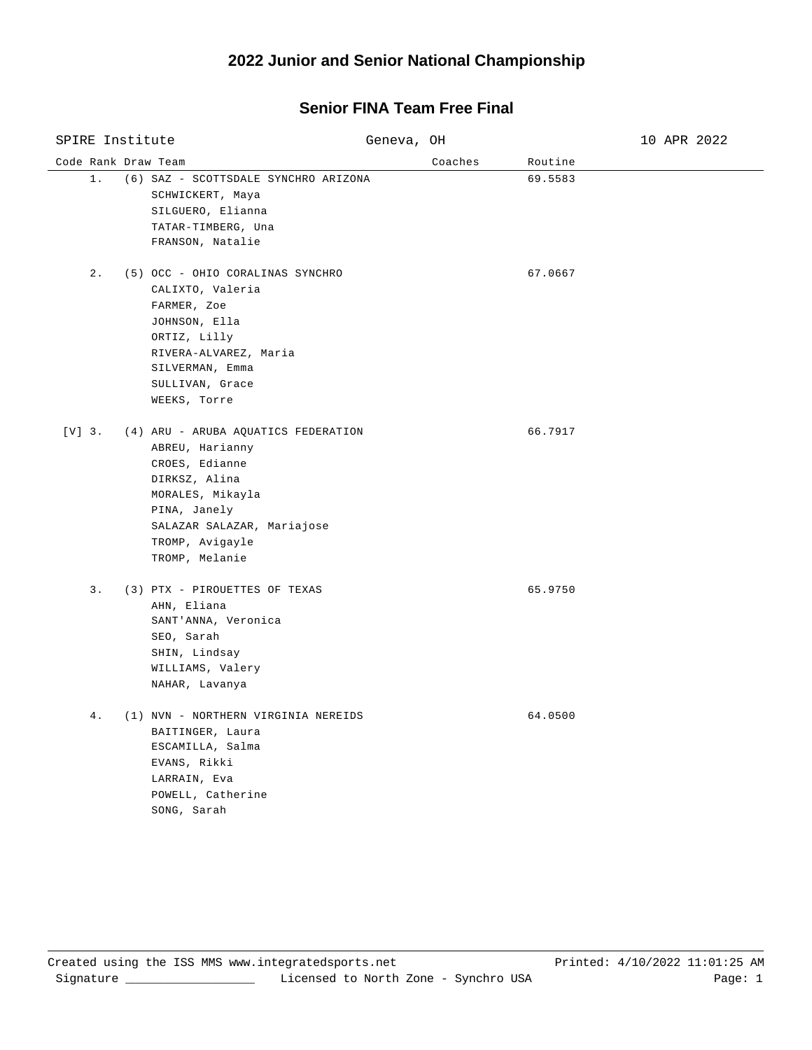# 2022 Junior and Senior National Championship

## Senior FINA Team Free Final

SPIRE Institute — Geneva, OH — 10 APR 2022

| Code | Rank | Draw | Team | Coaches | Routine |
|---|---|---|---|---|---|
| | 1. | (6) | SAZ - SCOTTSDALE SYNCHRO ARIZONA<br>SCHWICKERT, Maya<br>SILGUERO, Elianna<br>TATAR-TIMBERG, Una<br>FRANSON, Natalie | | 69.5583 |
| | 2. | (5) | OCC - OHIO CORALINAS SYNCHRO<br>CALIXTO, Valeria<br>FARMER, Zoe<br>JOHNSON, Ella<br>ORTIZ, Lilly<br>RIVERA-ALVAREZ, Maria<br>SILVERMAN, Emma<br>SULLIVAN, Grace<br>WEEKS, Torre | | 67.0667 |
| [V] | 3. | (4) | ARU - ARUBA AQUATICS FEDERATION<br>ABREU, Harianny<br>CROES, Edianne<br>DIRKSZ, Alina<br>MORALES, Mikayla<br>PINA, Janely<br>SALAZAR SALAZAR, Mariajose<br>TROMP, Avigayle<br>TROMP, Melanie | | 66.7917 |
| | 3. | (3) | PTX - PIROUETTES OF TEXAS<br>AHN, Eliana<br>SANT'ANNA, Veronica<br>SEO, Sarah<br>SHIN, Lindsay<br>WILLIAMS, Valery<br>NAHAR, Lavanya | | 65.9750 |
| | 4. | (1) | NVN - NORTHERN VIRGINIA NEREIDS<br>BAITINGER, Laura<br>ESCAMILLA, Salma<br>EVANS, Rikki<br>LARRAIN, Eva<br>POWELL, Catherine<br>SONG, Sarah | | 64.0500 |

Created using the ISS MMS www.integratedsports.net — Printed: 4/10/2022 11:01:25 AM

Signature ___________________ Licensed to North Zone - Synchro USA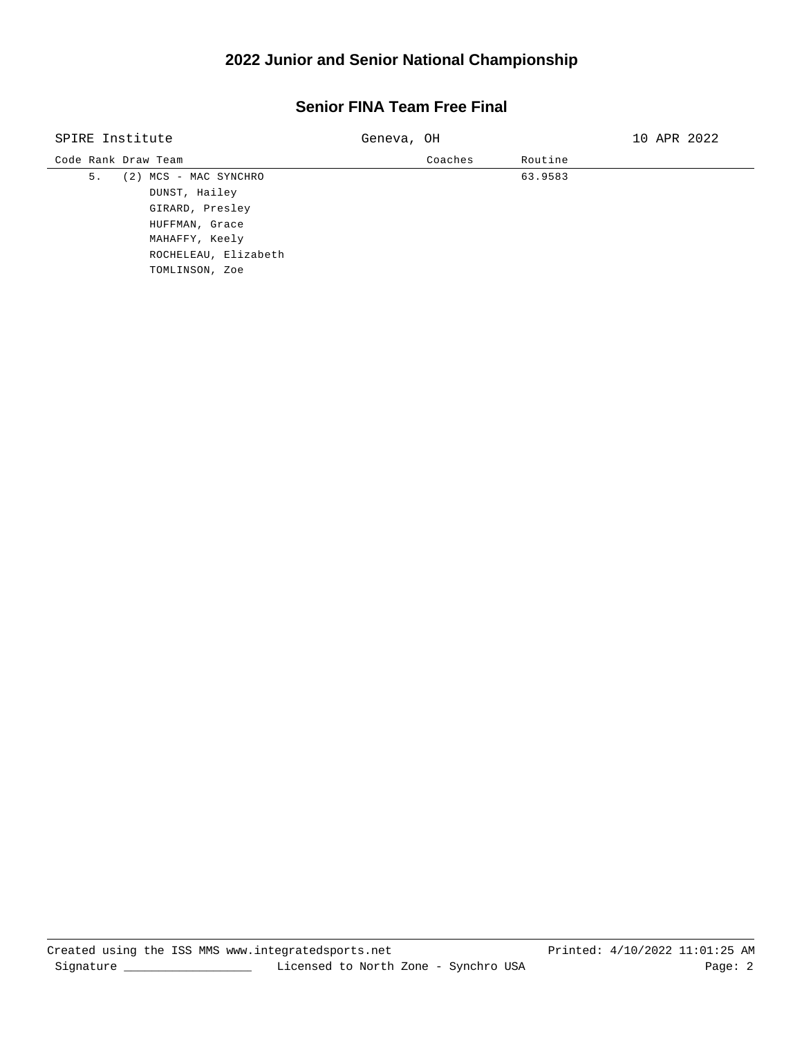# 2022 Junior and Senior National Championship

## Senior FINA Team Free Final

SPIRE Institute | Geneva, OH | 10 APR 2022

| Code | Rank | Draw | Team | Coaches | Routine |
|---|---|---|---|---|---|
| | 5. | (2) | MCS - MAC SYNCHRO | | 63.9583 |
| | | | DUNST, Hailey | | |
| | | | GIRARD, Presley | | |
| | | | HUFFMAN, Grace | | |
| | | | MAHAFFY, Keely | | |
| | | | ROCHELEAU, Elizabeth | | |
| | | | TOMLINSON, Zoe | | |

Created using the ISS MMS www.integratedsports.net Printed: 4/10/2022 11:01:25 AM

Signature ___________________ Licensed to North Zone - Synchro USA